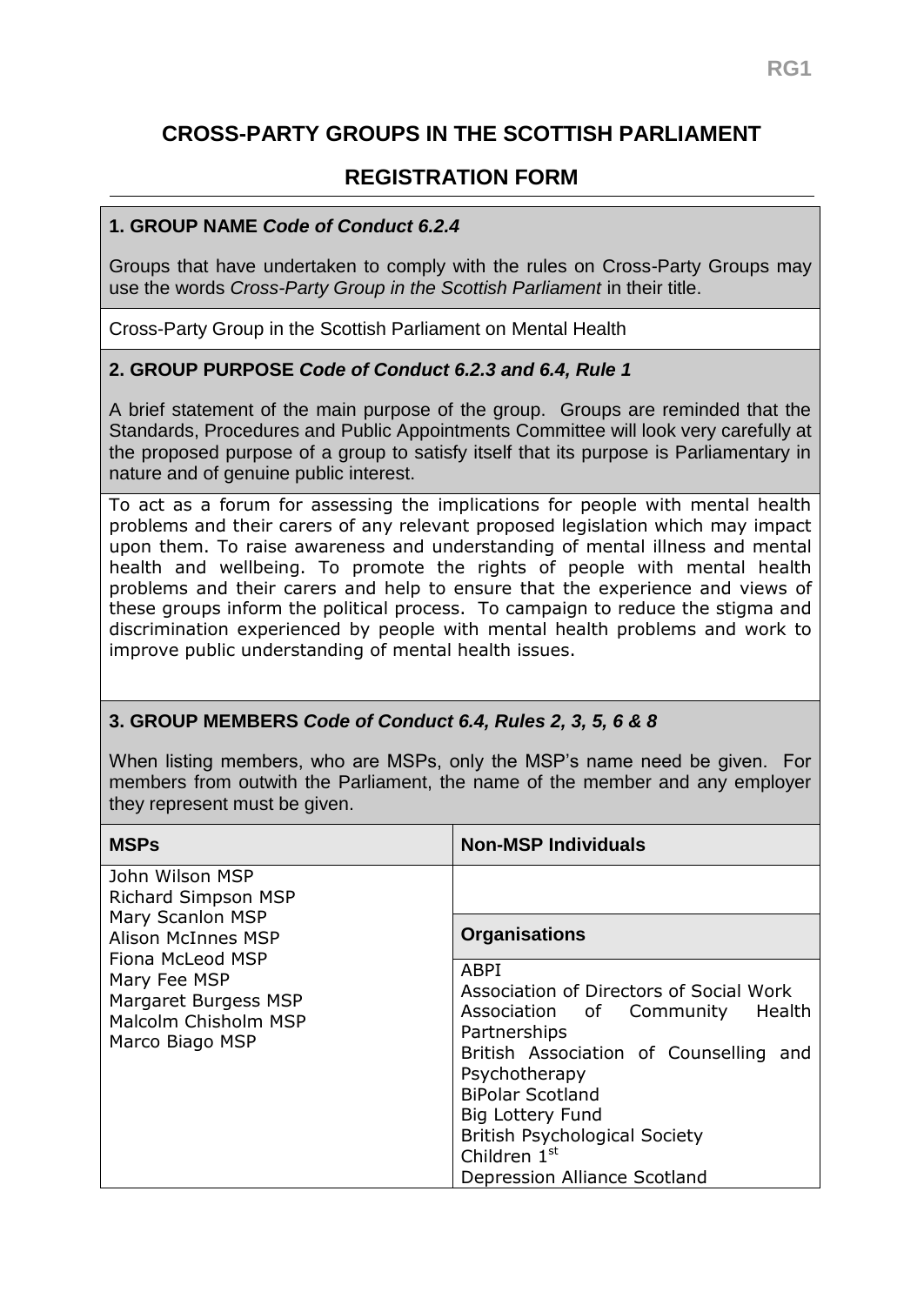RG1

# CROSS-PARTY GROUPS IN THE SCOTTISH PARLIAMENT

## REGISTRATION FORM

### 1. GROUP NAME *Code of Conduct 6.2.4*

Groups that have undertaken to comply with the rules on Cross-Party Groups may use the words *Cross-Party Group in the Scottish Parliament* in their title.

Cross-Party Group in the Scottish Parliament on Mental Health

### 2. GROUP PURPOSE *Code of Conduct 6.2.3 and 6.4, Rule 1*

A brief statement of the main purpose of the group. Groups are reminded that the Standards, Procedures and Public Appointments Committee will look very carefully at the proposed purpose of a group to satisfy itself that its purpose is Parliamentary in nature and of genuine public interest.

To act as a forum for assessing the implications for people with mental health problems and their carers of any relevant proposed legislation which may impact upon them. To raise awareness and understanding of mental illness and mental health and wellbeing. To promote the rights of people with mental health problems and their carers and help to ensure that the experience and views of these groups inform the political process. To campaign to reduce the stigma and discrimination experienced by people with mental health problems and work to improve public understanding of mental health issues.

### 3. GROUP MEMBERS *Code of Conduct 6.4, Rules 2, 3, 5, 6 & 8*

When listing members, who are MSPs, only the MSP's name need be given. For members from outwith the Parliament, the name of the member and any employer they represent must be given.

| MSPs | Non-MSP Individuals |
|---|---|
| John Wilson MSP<br>Richard Simpson MSP<br>Mary Scanlon MSP<br>Alison McInnes MSP<br>Fiona McLeod MSP<br>Mary Fee MSP<br>Margaret Burgess MSP<br>Malcolm Chisholm MSP<br>Marco Biago MSP | |
| | **Organisations** |
| | ABPI<br>Association of Directors of Social Work<br>Association of Community Health Partnerships<br>British Association of Counselling and Psychotherapy<br>BiPolar Scotland<br>Big Lottery Fund<br>British Psychological Society<br>Children 1st<br>Depression Alliance Scotland |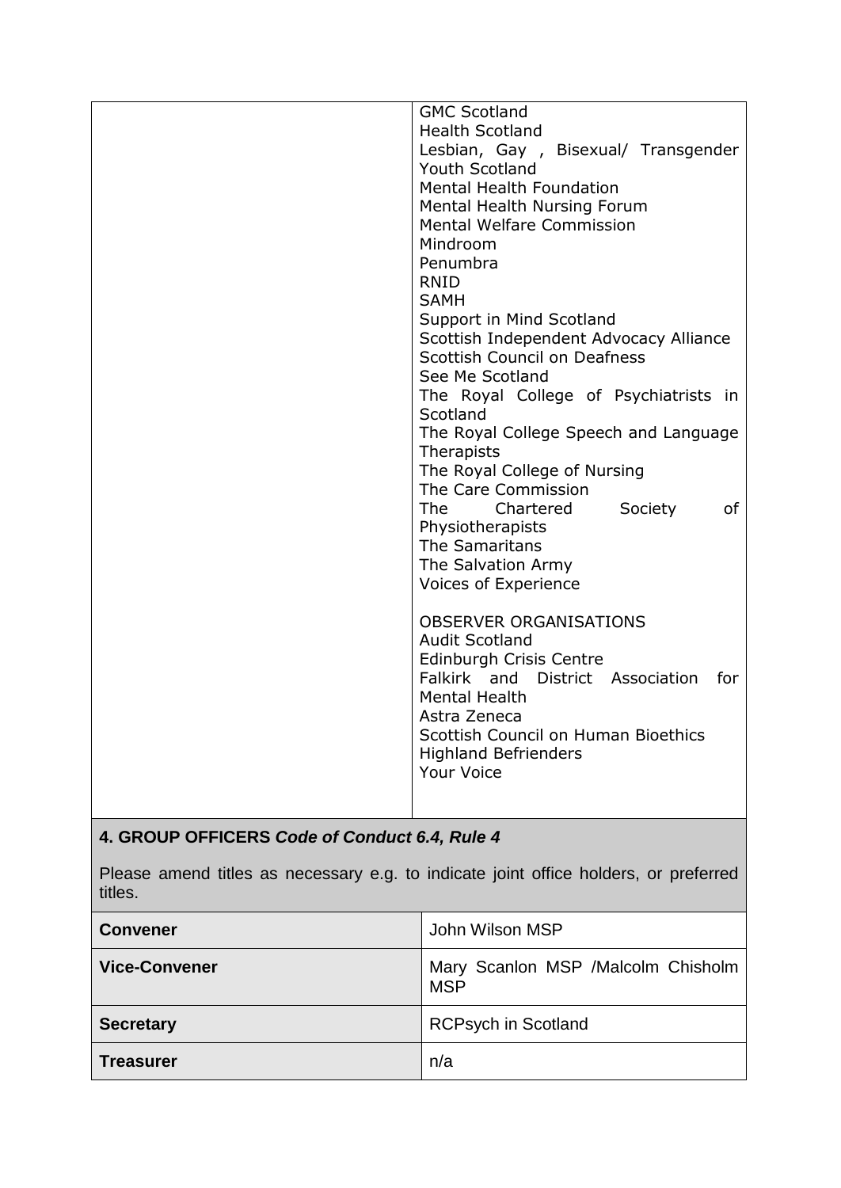| | |
|---|---|
| | GMC Scotland<br>Health Scotland<br>Lesbian, Gay , Bisexual/ Transgender Youth Scotland<br>Mental Health Foundation<br>Mental Health Nursing Forum<br>Mental Welfare Commission<br>Mindroom<br>Penumbra<br>RNID<br>SAMH<br>Support in Mind Scotland<br>Scottish Independent Advocacy Alliance<br>Scottish Council on Deafness<br>See Me Scotland<br>The Royal College of Psychiatrists in Scotland<br>The Royal College Speech and Language Therapists<br>The Royal College of Nursing<br>The Care Commission<br>The Chartered Society of Physiotherapists<br>The Samaritans<br>The Salvation Army<br>Voices of Experience<br><br>OBSERVER ORGANISATIONS<br>Audit Scotland<br>Edinburgh Crisis Centre<br>Falkirk and District Association for Mental Health<br>Astra Zeneca<br>Scottish Council on Human Bioethics<br>Highland Befrienders<br>Your Voice |

**4. GROUP OFFICERS *Code of Conduct 6.4, Rule 4***

Please amend titles as necessary e.g. to indicate joint office holders, or preferred titles.

| | |
|---|---|
| **Convener** | John Wilson MSP |
| **Vice-Convener** | Mary Scanlon MSP /Malcolm Chisholm MSP |
| **Secretary** | RCPsych in Scotland |
| **Treasurer** | n/a |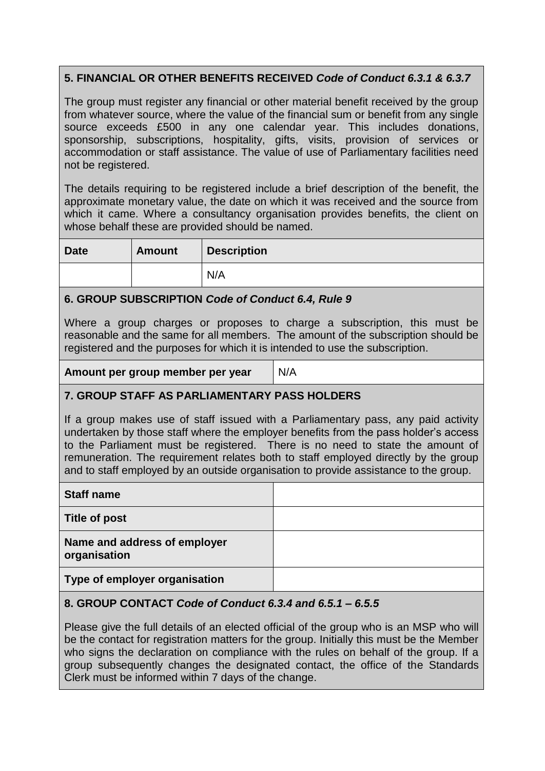## 5. FINANCIAL OR OTHER BENEFITS RECEIVED *Code of Conduct 6.3.1 & 6.3.7*

The group must register any financial or other material benefit received by the group from whatever source, where the value of the financial sum or benefit from any single source exceeds £500 in any one calendar year. This includes donations, sponsorship, subscriptions, hospitality, gifts, visits, provision of services or accommodation or staff assistance. The value of use of Parliamentary facilities need not be registered.

The details requiring to be registered include a brief description of the benefit, the approximate monetary value, the date on which it was received and the source from which it came. Where a consultancy organisation provides benefits, the client on whose behalf these are provided should be named.

| Date | Amount | Description |
|---|---|---|
| | | N/A |

## 6. GROUP SUBSCRIPTION *Code of Conduct 6.4, Rule 9*

Where a group charges or proposes to charge a subscription, this must be reasonable and the same for all members. The amount of the subscription should be registered and the purposes for which it is intended to use the subscription.

| Amount per group member per year | N/A |
|---|---|

## 7. GROUP STAFF AS PARLIAMENTARY PASS HOLDERS

If a group makes use of staff issued with a Parliamentary pass, any paid activity undertaken by those staff where the employer benefits from the pass holder's access to the Parliament must be registered. There is no need to state the amount of remuneration. The requirement relates both to staff employed directly by the group and to staff employed by an outside organisation to provide assistance to the group.

| Staff name | |
|---|---|
| Title of post | |
| Name and address of employer organisation | |
| Type of employer organisation | |

## 8. GROUP CONTACT *Code of Conduct 6.3.4 and 6.5.1 – 6.5.5*

Please give the full details of an elected official of the group who is an MSP who will be the contact for registration matters for the group. Initially this must be the Member who signs the declaration on compliance with the rules on behalf of the group. If a group subsequently changes the designated contact, the office of the Standards Clerk must be informed within 7 days of the change.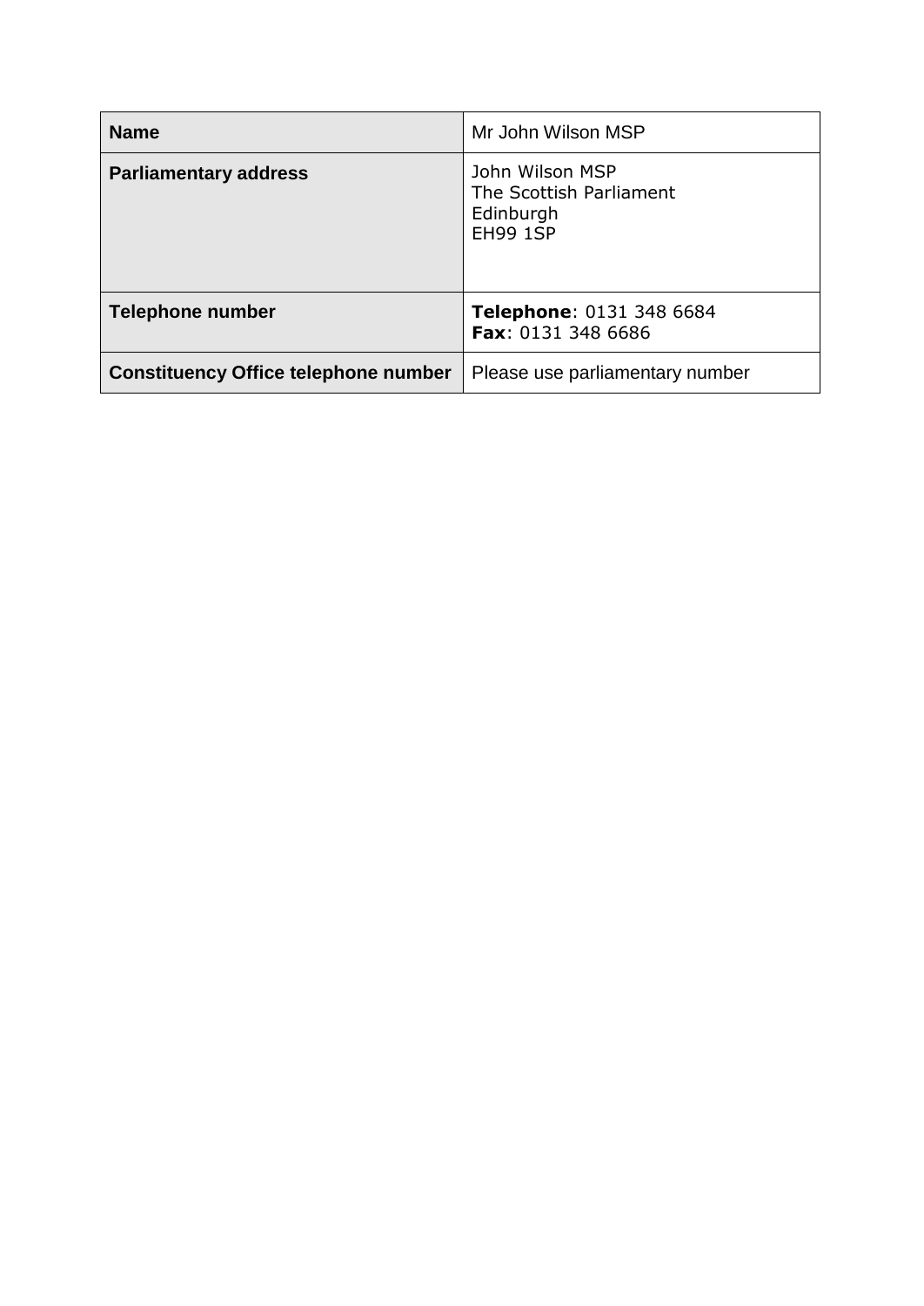| | |
|---|---|
| **Name** | Mr John Wilson MSP |
| **Parliamentary address** | John Wilson MSP<br>The Scottish Parliament<br>Edinburgh<br>EH99 1SP |
| **Telephone number** | **Telephone**: 0131 348 6684<br>**Fax**: 0131 348 6686 |
| **Constituency Office telephone number** | Please use parliamentary number |